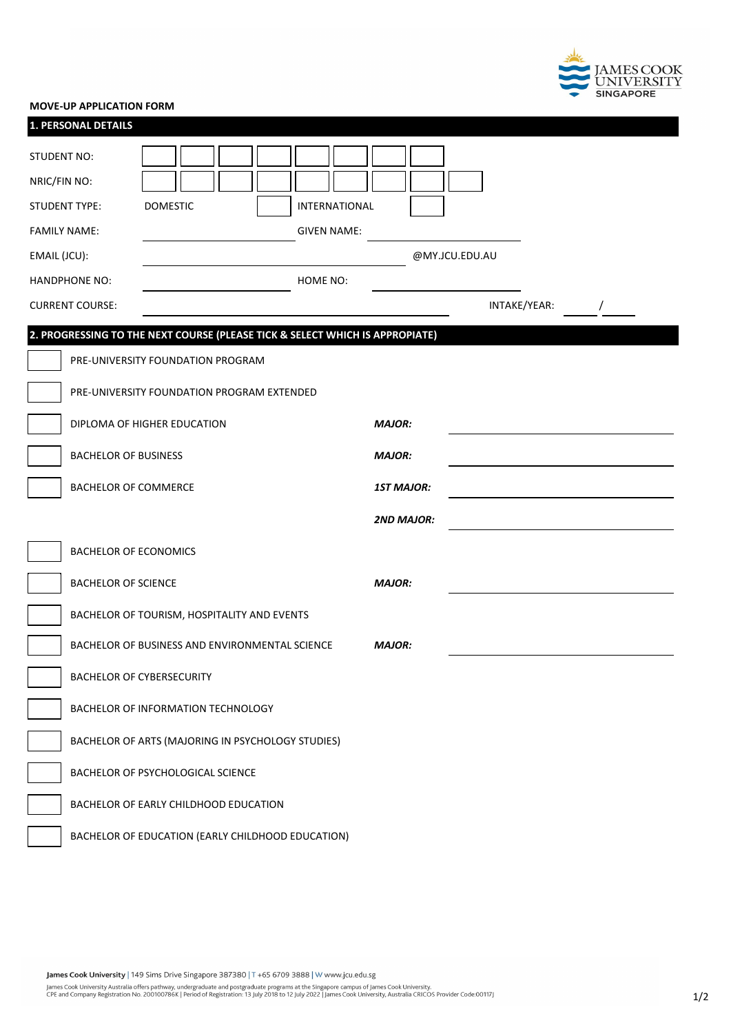**MOVE-UP APPLICATION FORM**

## 1. PERSONAL DETAILS

STUDENT NO: ☐☐☐☐☐☐☐☐

NRIC/FIN NO: ☐☐☐☐☐☐☐☐☐

STUDENT TYPE: DOMESTIC ☐ INTERNATIONAL ☐

FAMILY NAME: ____________________ GIVEN NAME: ____________________

EMAIL (JCU): ________________________________________ @MY.JCU.EDU.AU

HANDPHONE NO: ____________________ HOME NO: ____________________

CURRENT COURSE: ________________________________________ INTAKE/YEAR: _____ / _____

## 2. PROGRESSING TO THE NEXT COURSE (PLEASE TICK & SELECT WHICH IS APPROPIATE)

☐ PRE-UNIVERSITY FOUNDATION PROGRAM

☐ PRE-UNIVERSITY FOUNDATION PROGRAM EXTENDED

☐ DIPLOMA OF HIGHER EDUCATION ***MAJOR:*** ____________________

☐ BACHELOR OF BUSINESS ***MAJOR:*** ____________________

☐ BACHELOR OF COMMERCE ***1ST MAJOR:*** ____________________

***2ND MAJOR:*** ____________________

☐ BACHELOR OF ECONOMICS

☐ BACHELOR OF SCIENCE ***MAJOR:*** ____________________

☐ BACHELOR OF TOURISM, HOSPITALITY AND EVENTS

☐ BACHELOR OF BUSINESS AND ENVIRONMENTAL SCIENCE ***MAJOR:*** ____________________

☐ BACHELOR OF CYBERSECURITY

☐ BACHELOR OF INFORMATION TECHNOLOGY

☐ BACHELOR OF ARTS (MAJORING IN PSYCHOLOGY STUDIES)

☐ BACHELOR OF PSYCHOLOGICAL SCIENCE

☐ BACHELOR OF EARLY CHILDHOOD EDUCATION

☐ BACHELOR OF EDUCATION (EARLY CHILDHOOD EDUCATION)

**James Cook University** | 149 Sims Drive Singapore 387380 | T +65 6709 3888 | W www.jcu.edu.sg

James Cook University Australia offers pathway, undergraduate and postgraduate programs at the Singapore campus of James Cook University.
CPE and Company Registration No. 200100786K | Period of Registration: 13 July 2018 to 12 July 2022 | James Cook University, Australia CRICOS Provider Code:00117J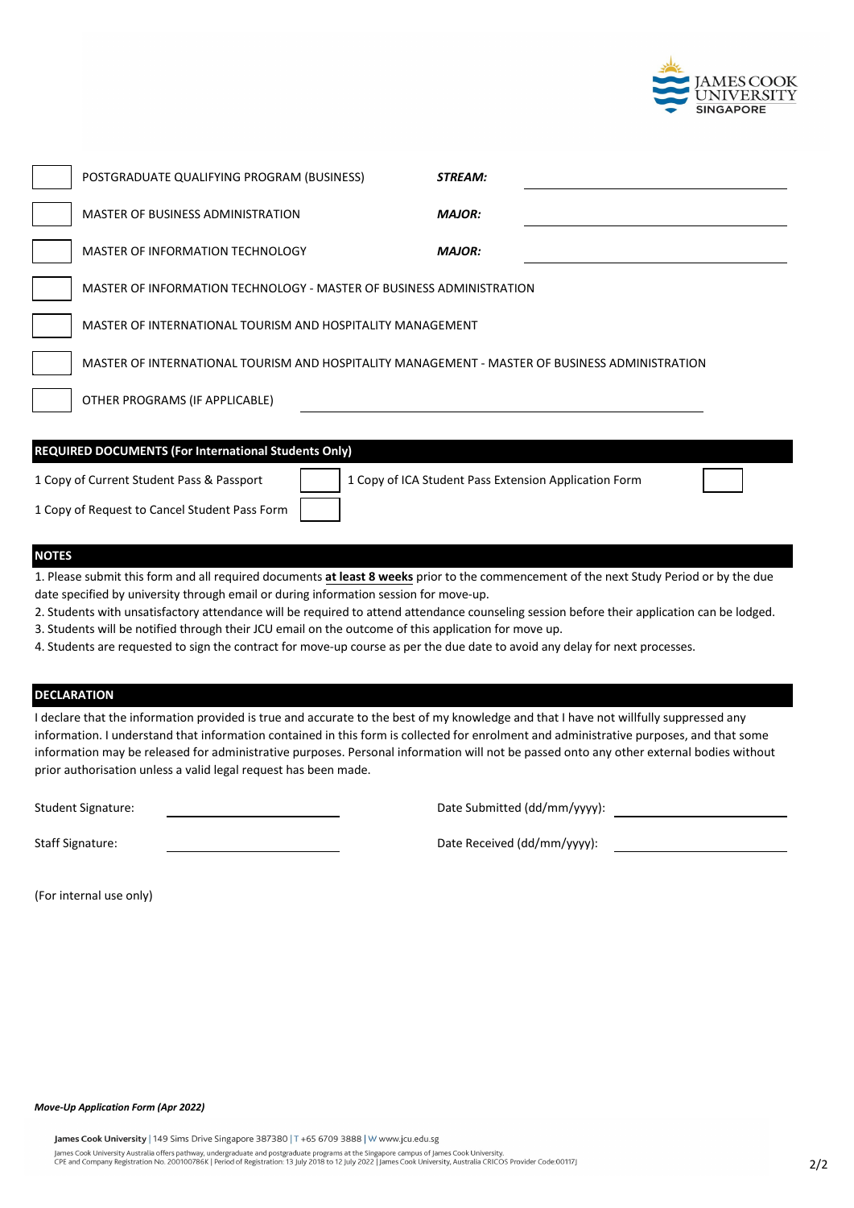| | | | |
|---|---|---|---|
| ☐ | POSTGRADUATE QUALIFYING PROGRAM (BUSINESS) | ***STREAM:*** | |
| ☐ | MASTER OF BUSINESS ADMINISTRATION | ***MAJOR:*** | |
| ☐ | MASTER OF INFORMATION TECHNOLOGY | ***MAJOR:*** | |
| ☐ | MASTER OF INFORMATION TECHNOLOGY - MASTER OF BUSINESS ADMINISTRATION | | |
| ☐ | MASTER OF INTERNATIONAL TOURISM AND HOSPITALITY MANAGEMENT | | |
| ☐ | MASTER OF INTERNATIONAL TOURISM AND HOSPITALITY MANAGEMENT - MASTER OF BUSINESS ADMINISTRATION | | |
| ☐ | OTHER PROGRAMS (IF APPLICABLE) | | |

## REQUIRED DOCUMENTS (For International Students Only)

| | | | |
|---|---|---|---|
| 1 Copy of Current Student Pass & Passport | ☐ | 1 Copy of ICA Student Pass Extension Application Form | ☐ |
| 1 Copy of Request to Cancel Student Pass Form | ☐ | | |

## NOTES

1. Please submit this form and all required documents **at least 8 weeks** prior to the commencement of the next Study Period or by the due date specified by university through email or during information session for move-up.
2. Students with unsatisfactory attendance will be required to attend attendance counseling session before their application can be lodged.
3. Students will be notified through their JCU email on the outcome of this application for move up.
4. Students are requested to sign the contract for move-up course as per the due date to avoid any delay for next processes.

## DECLARATION

I declare that the information provided is true and accurate to the best of my knowledge and that I have not willfully suppressed any information. I understand that information contained in this form is collected for enrolment and administrative purposes, and that some information may be released for administrative purposes. Personal information will not be passed onto any other external bodies without prior authorisation unless a valid legal request has been made.

Student Signature: ____________________ Date Submitted (dd/mm/yyyy): ____________________

Staff Signature: ____________________ Date Received (dd/mm/yyyy): ____________________

(For internal use only)

***Move-Up Application Form (Apr 2022)***

**James Cook University** | 149 Sims Drive Singapore 387380 | T +65 6709 3888 | W www.jcu.edu.sg

James Cook University Australia offers pathway, undergraduate and postgraduate programs at the Singapore campus of James Cook University.
CPE and Company Registration No. 200100786K | Period of Registration: 13 July 2018 to 12 July 2022 | James Cook University, Australia CRICOS Provider Code:00117J